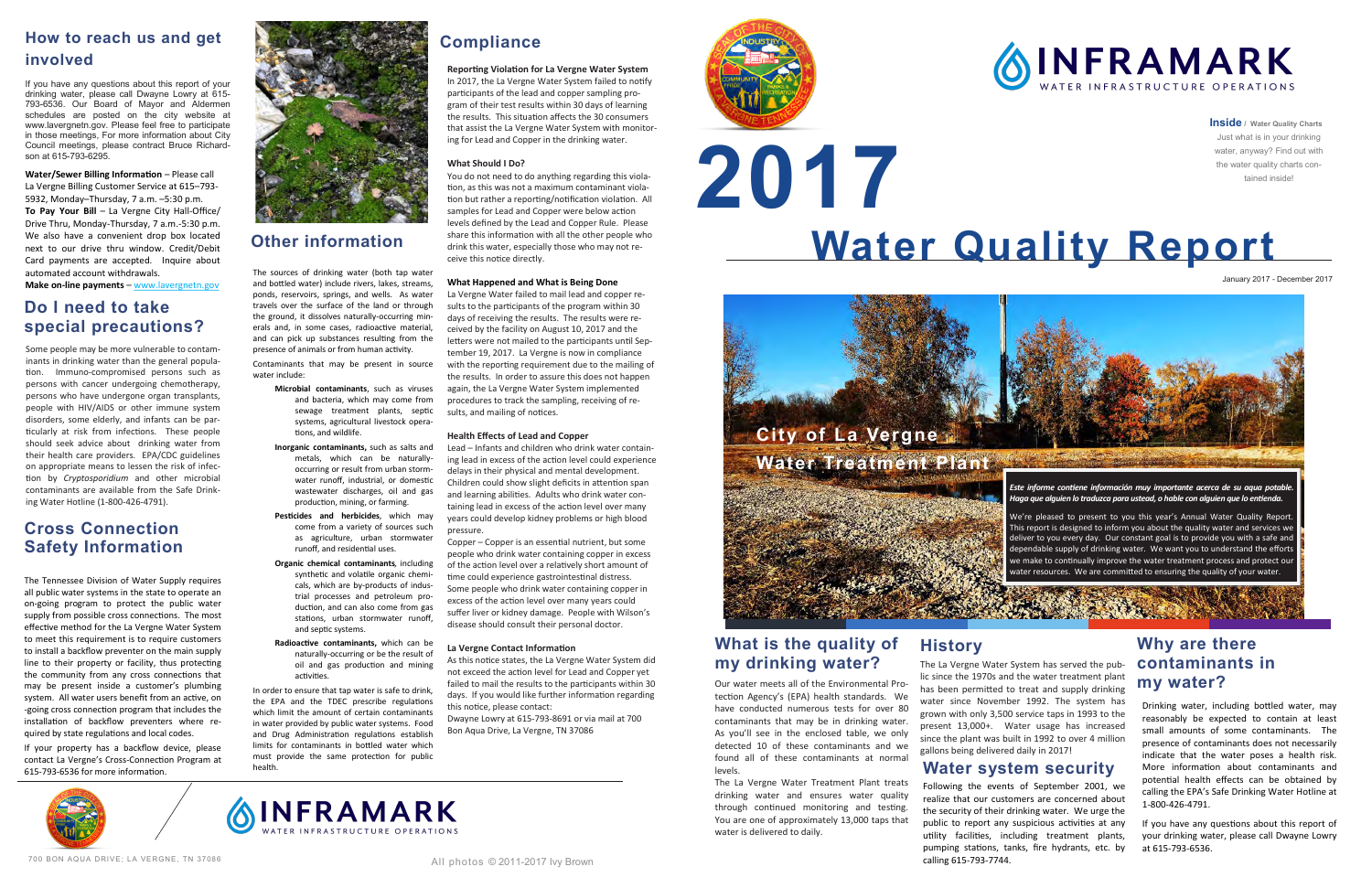# 2017 Water Quality Report

January 2017 - December 2017

**Inside** / Water Quality Charts

Just what is in your drinking water, anyway? Find out with the water quality charts contained inside!

City of La Vergne Water Treatment Plant

*Este informe contiene información muy importante acerca de su agua potable. Haga que alguien lo traduzca para usted, o hable con alguien que lo entienda.*

We're pleased to present to you this year's Annual Water Quality Report. This report is designed to inform you about the quality water and services we deliver to you every day. Our constant goal is to provide you with a safe and dependable supply of drinking water. We want you to understand the efforts we make to continually improve the water treatment process and protect our water resources. We are committed to ensuring the quality of your water.

## What is the quality of my drinking water?

Our water meets all of the Environmental Protection Agency's (EPA) health standards. We have conducted numerous tests for over 80 contaminants that may be in drinking water. As you'll see in the enclosed table, we only detected 10 of these contaminants and we found all of these contaminants at normal levels.

The La Vergne Water Treatment Plant treats drinking water and ensures water quality through continued monitoring and testing. You are one of approximately 13,000 taps that water is delivered to daily.

## History

The La Vergne Water System has served the public since the 1970s and the water treatment plant has been permitted to treat and supply drinking water since November 1992. The system has grown with only 3,500 service taps in 1993 to the present 13,000+. Water usage has increased since the plant was built in 1992 to over 4 million gallons being delivered daily in 2017!

## Water system security

Following the events of September 2001, we realize that our customers are concerned about the security of their drinking water. We urge the public to report any suspicious activities at any utility facilities, including treatment plants, pumping stations, tanks, fire hydrants, etc. by calling 615-793-7744.

## Why are there contaminants in my water?

Drinking water, including bottled water, may reasonably be expected to contain at least small amounts of some contaminants. The presence of contaminants does not necessarily indicate that the water poses a health risk. More information about contaminants and potential health effects can be obtained by calling the EPA's Safe Drinking Water Hotline at 1-800-426-4791.

If you have any questions about this report of your drinking water, please call Dwayne Lowry at 615-793-6536.

## How to reach us and get involved

If you have any questions about this report of your drinking water, please call Dwayne Lowry at 615-793-6536. Our Board of Mayor and Aldermen schedules are posted on the city website at www.lavergnetn.gov. Please feel free to participate in those meetings, For more information about City Council meetings, please contract Bruce Richardson at 615-793-6295.

**Water/Sewer Billing Information** – Please call La Vergne Billing Customer Service at 615–793-5932, Monday–Thursday, 7 a.m. –5:30 p.m.

**To Pay Your Bill** – La Vergne City Hall-Office/Drive Thru, Monday-Thursday, 7 a.m.-5:30 p.m. We also have a convenient drop box located next to our drive thru window. Credit/Debit Card payments are accepted. Inquire about automated account withdrawals.

**Make on-line payments** – www.lavergnetn.gov

## Do I need to take special precautions?

Some people may be more vulnerable to contaminants in drinking water than the general population. Immuno-compromised persons such as persons with cancer undergoing chemotherapy, persons who have undergone organ transplants, people with HIV/AIDS or other immune system disorders, some elderly, and infants can be particularly at risk from infections. These people should seek advice about drinking water from their health care providers. EPA/CDC guidelines on appropriate means to lessen the risk of infection by *Cryptosporidium* and other microbial contaminants are available from the Safe Drinking Water Hotline (1-800-426-4791).

## Cross Connection Safety Information

The Tennessee Division of Water Supply requires all public water systems in the state to operate an on-going program to protect the public water supply from possible cross connections. The most effective method for the La Vergne Water System to meet this requirement is to require customers to install a backflow preventer on the main supply line to their property or facility, thus protecting the community from any cross connections that may be present inside a customer's plumbing system. All water users benefit from an active, on-going cross connection program that includes the installation of backflow preventers where required by state regulations and local codes.

If your property has a backflow device, please contact La Vergne's Cross-Connection Program at 615-793-6536 for more information.

## Other information

The sources of drinking water (both tap water and bottled water) include rivers, lakes, streams, ponds, reservoirs, springs, and wells. As water travels over the surface of the land or through the ground, it dissolves naturally-occurring minerals and, in some cases, radioactive material, and can pick up substances resulting from the presence of animals or from human activity.

Contaminants that may be present in source water include:

- **Microbial contaminants**, such as viruses and bacteria, which may come from sewage treatment plants, septic systems, agricultural livestock operations, and wildlife.
- **Inorganic contaminants,** such as salts and metals, which can be naturally-occurring or result from urban stormwater runoff, industrial, or domestic wastewater discharges, oil and gas production, mining, or farming.
- **Pesticides and herbicides**, which may come from a variety of sources such as agriculture, urban stormwater runoff, and residential uses.
- **Organic chemical contaminants**, including synthetic and volatile organic chemicals, which are by-products of industrial processes and petroleum production, and can also come from gas stations, urban stormwater runoff, and septic systems.
- **Radioactive contaminants,** which can be naturally-occurring or be the result of oil and gas production and mining activities.

In order to ensure that tap water is safe to drink, the EPA and the TDEC prescribe regulations which limit the amount of certain contaminants in water provided by public water systems. Food and Drug Administration regulations establish limits for contaminants in bottled water which must provide the same protection for public health.

## Compliance

**Reporting Violation for La Vergne Water System**

In 2017, the La Vergne Water System failed to notify participants of the lead and copper sampling program of their test results within 30 days of learning the results. This situation affects the 30 consumers that assist the La Vergne Water System with monitoring for Lead and Copper in the drinking water.

**What Should I Do?**

You do not need to do anything regarding this violation, as this was not a maximum contaminant violation but rather a reporting/notification violation. All samples for Lead and Copper were below action levels defined by the Lead and Copper Rule. Please share this information with all the other people who drink this water, especially those who may not receive this notice directly.

**What Happened and What is Being Done**

La Vergne Water failed to mail lead and copper results to the participants of the program within 30 days of receiving the results. The results were received by the facility on August 10, 2017 and the letters were not mailed to the participants until September 19, 2017. La Vergne is now in compliance with the reporting requirement due to the mailing of the results. In order to assure this does not happen again, the La Vergne Water System implemented procedures to track the sampling, receiving of results, and mailing of notices.

**Health Effects of Lead and Copper**

Lead – Infants and children who drink water containing lead in excess of the action level could experience delays in their physical and mental development. Children could show slight deficits in attention span and learning abilities. Adults who drink water containing lead in excess of the action level over many years could develop kidney problems or high blood pressure.

Copper – Copper is an essential nutrient, but some people who drink water containing copper in excess of the action level over a relatively short amount of time could experience gastrointestinal distress. Some people who drink water containing copper in excess of the action level over many years could suffer liver or kidney damage. People with Wilson's disease should consult their personal doctor.

**La Vergne Contact Information**

As this notice states, the La Vergne Water System did not exceed the action level for Lead and Copper yet failed to mail the results to the participants within 30 days. If you would like further information regarding this notice, please contact:

Dwayne Lowry at 615-793-8691 or via mail at 700 Bon Aqua Drive, La Vergne, TN 37086

700 BON AQUA DRIVE; LA VERGNE, TN 37086

All photos © 2011-2017 Ivy Brown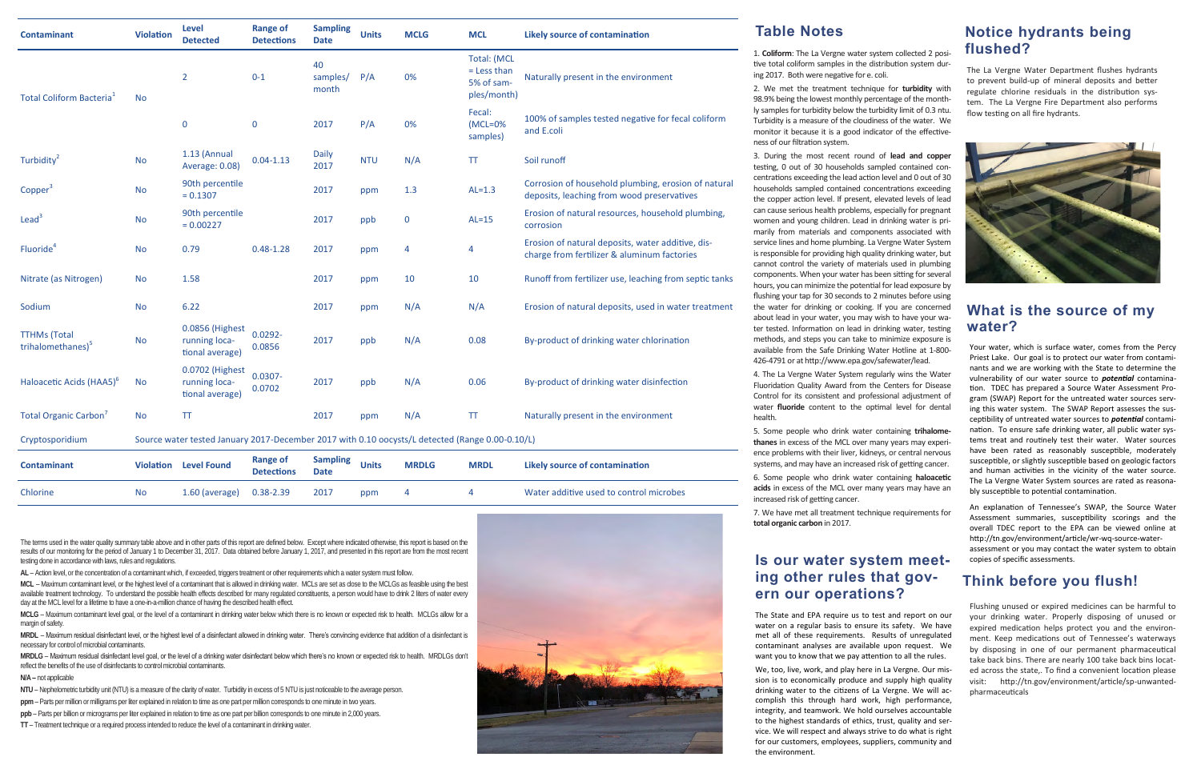| Contaminant | Violation | Level Detected | Range of Detections | Sampling Date | Units | MCLG | MCL | Likely source of contamination |
|---|---|---|---|---|---|---|---|---|
| Total Coliform Bacteria[1] | No | 2 | 0-1 | 40 samples/month | P/A | 0% | Total: (MCL = Less than 5% of samples/month) | Naturally present in the environment |
| | | 0 | 0 | 2017 | P/A | 0% | Fecal: (MCL=0% samples) | 100% of samples tested negative for fecal coliform and E.coli |
| Turbidity[2] | No | 1.13 (Annual Average: 0.08) | 0.04-1.13 | Daily 2017 | NTU | N/A | TT | Soil runoff |
| Copper[3] | No | 90th percentile = 0.1307 | | 2017 | ppm | 1.3 | AL=1.3 | Corrosion of household plumbing, erosion of natural deposits, leaching from wood preservatives |
| Lead[3] | No | 90th percentile = 0.00227 | | 2017 | ppb | 0 | AL=15 | Erosion of natural resources, household plumbing, corrosion |
| Fluoride[4] | No | 0.79 | 0.48-1.28 | 2017 | ppm | 4 | 4 | Erosion of natural deposits, water additive, discharge from fertilizer & aluminum factories |
| Nitrate (as Nitrogen) | No | 1.58 | | 2017 | ppm | 10 | 10 | Runoff from fertilizer use, leaching from septic tanks |
| Sodium | No | 6.22 | | 2017 | ppm | N/A | N/A | Erosion of natural deposits, used in water treatment |
| TTHMs (Total trihalomethanes)[5] | No | 0.0856 (Highest running locational average) | 0.0292-0.0856 | 2017 | ppb | N/A | 0.08 | By-product of drinking water chlorination |
| Haloacetic Acids (HAA5)[6] | No | 0.0702 (Highest running locational average) | 0.0307-0.0702 | 2017 | ppb | N/A | 0.06 | By-product of drinking water disinfection |
| Total Organic Carbon[7] | No | TT | | 2017 | ppm | N/A | TT | Naturally present in the environment |
| Cryptosporidium | Source water tested January 2017-December 2017 with 0.10 oocysts/L detected (Range 0.00-0.10/L) | | | | | | | |

| Contaminant | Violation | Level Found | Range of Detections | Sampling Date | Units | MRDLG | MRDL | Likely source of contamination |
|---|---|---|---|---|---|---|---|---|
| Chlorine | No | 1.60 (average) | 0.38-2.39 | 2017 | ppm | 4 | 4 | Water additive used to control microbes |

The terms used in the water quality summary table above and in other parts of this report are defined below. Except where indicated otherwise, this report is based on the results of our monitoring for the period of January 1 to December 31, 2017. Data obtained before January 1, 2017, and presented in this report are from the most recent testing done in accordance with laws, rules and regulations.

**AL** – Action level, or the concentration of a contaminant which, if exceeded, triggers treatment or other requirements which a water system must follow.

**MCL** – Maximum contaminant level, or the highest level of a contaminant that is allowed in drinking water. MCLs are set as close to the MCLGs as feasible using the best available treatment technology. To understand the possible health effects described for many regulated constituents, a person would have to drink 2 liters of water every day at the MCL level for a lifetime to have a one-in-a-million chance of having the described health effect.

**MCLG** – Maximum contaminant level goal, or the level of a contaminant in drinking water below which there is no known or expected risk to health. MCLGs allow for a margin of safety.

**MRDL** – Maximum residual disinfectant level, or the highest level of a disinfectant allowed in drinking water. There's convincing evidence that addition of a disinfectant is necessary for control of microbial contaminants.

**MRDLG** – Maximum residual disinfectant level goal, or the level of a drinking water disinfectant below which there's no known or expected risk to health. MRDLGs don't reflect the benefits of the use of disinfectants to control microbial contaminants.

**N/A** – not applicable

**NTU** – Nephelometric turbidity unit (NTU) is a measure of the clarity of water. Turbidity in excess of 5 NTU is just noticeable to the average person.

**ppm** – Parts per million or milligrams per liter explained in relation to time as one part per million corresponds to one minute in two years.

**ppb** – Parts per billion or micrograms per liter explained in relation to time as one part per billion corresponds to one minute in 2,000 years.

**TT** – Treatment technique or a required process intended to reduce the level of a contaminant in drinking water.

## Table Notes

1. **Coliform**: The La Vergne water system collected 2 positive total coliform samples in the distribution system during 2017. Both were negative for e. coli.

2. We met the treatment technique for **turbidity** with 98.9% being the lowest monthly percentage of the monthly samples for turbidity below the turbidity limit of 0.3 ntu. Turbidity is a measure of the cloudiness of the water. We monitor it because it is a good indicator of the effectiveness of our filtration system.

3. During the most recent round of **lead and copper** testing, 0 out of 30 households sampled contained concentrations exceeding the lead action level and 0 out of 30 households sampled contained concentrations exceeding the copper action level. If present, elevated levels of lead can cause serious health problems, especially for pregnant women and young children. Lead in drinking water is primarily from materials and components associated with service lines and home plumbing. La Vergne Water System is responsible for providing high quality drinking water, but cannot control the variety of materials used in plumbing components. When your water has been sitting for several hours, you can minimize the potential for lead exposure by flushing your tap for 30 seconds to 2 minutes before using the water for drinking or cooking. If you are concerned about lead in your water, you may wish to have your water tested. Information on lead in drinking water, testing methods, and steps you can take to minimize exposure is available from the Safe Drinking Water Hotline at 1-800-426-4791 or at http://www.epa.gov/safewater/lead.

4. The La Vergne Water System regularly wins the Water Fluoridation Quality Award from the Centers for Disease Control for its consistent and professional adjustment of water **fluoride** content to the optimal level for dental health.

5. Some people who drink water containing **trihalomethanes** in excess of the MCL over many years may experience problems with their liver, kidneys, or central nervous systems, and may have an increased risk of getting cancer.

6. Some people who drink water containing **haloacetic acids** in excess of the MCL over many years may have an increased risk of getting cancer.

7. We have met all treatment technique requirements for **total organic carbon** in 2017.

## Is our water system meeting other rules that govern our operations?

The State and EPA require us to test and report on our water on a regular basis to ensure its safety. We have met all of these requirements. Results of unregulated contaminant analyses are available upon request. We want you to know that we pay attention to all the rules.

We, too, live, work, and play here in La Vergne. Our mission is to economically produce and supply high quality drinking water to the citizens of La Vergne. We will accomplish this through hard work, high performance, integrity, and teamwork. We hold ourselves accountable to the highest standards of ethics, trust, quality and service. We will respect and always strive to do what is right for our customers, employees, suppliers, community and the environment.

## Notice hydrants being flushed?

The La Vergne Water Department flushes hydrants to prevent build-up of mineral deposits and better regulate chlorine residuals in the distribution system. The La Vergne Fire Department also performs flow testing on all fire hydrants.

## What is the source of my water?

Your water, which is surface water, comes from the Percy Priest Lake. Our goal is to protect our water from contaminants and we are working with the State to determine the vulnerability of our water source to ***potential*** contamination. TDEC has prepared a Source Water Assessment Program (SWAP) Report for the untreated water sources serving this water system. The SWAP Report assesses the susceptibility of untreated water sources to ***potential*** contamination. To ensure safe drinking water, all public water systems treat and routinely test their water. Water sources have been rated as reasonably susceptible, moderately susceptible, or slightly susceptible based on geologic factors and human activities in the vicinity of the water source. The La Vergne Water System sources are rated as reasonably susceptible to potential contamination.

An explanation of Tennessee's SWAP, the Source Water Assessment summaries, susceptibility scorings and the overall TDEC report to the EPA can be viewed online at http://tn.gov/environment/article/wr-wq-source-water-assessment or you may contact the water system to obtain copies of specific assessments.

## Think before you flush!

Flushing unused or expired medicines can be harmful to your drinking water. Properly disposing of unused or expired medication helps protect you and the environment. Keep medications out of Tennessee's waterways by disposing in one of our permanent pharmaceutical take back bins. There are nearly 100 take back bins located across the state,. To find a convenient location please visit: http://tn.gov/environment/article/sp-unwanted-pharmaceuticals